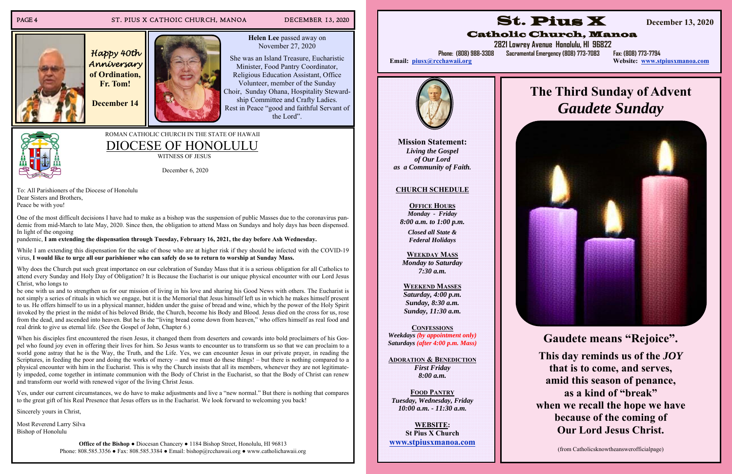Happy 40th Anniversary of Ordination, Fr. Tom!

December 14

**Helen Lee** passed away on November 27, 2020

She was an Island Treasure, Eucharistic Minister, Food Pantry Coordinator, Religious Education Assistant, Office Volunteer, member of the Sunday Choir, Sunday Ohana, Hospitality Stewardship Committee and Crafty Ladies. Rest in Peace "good and faithful Servant of the Lord".

ROMAN CATHOLIC CHURCH IN THE STATE OF HAWAII

# DIOCESE OF HONOLULU

WITNESS OF JESUS

December 6, 2020

To: All Parishioners of the Diocese of Honolulu
Dear Sisters and Brothers,
Peace be with you!

One of the most difficult decisions I have had to make as a bishop was the suspension of public Masses due to the coronavirus pandemic from mid-March to late May, 2020. Since then, the obligation to attend Mass on Sundays and holy days has been dispensed. In light of the ongoing pandemic, **I am extending the dispensation through Tuesday, February 16, 2021, the day before Ash Wednesday.**

While I am extending this dispensation for the sake of those who are at higher risk if they should be infected with the COVID-19 virus, **I would like to urge all our parishioner who can safely do so to return to worship at Sunday Mass.**

Why does the Church put such great importance on our celebration of Sunday Mass that it is a serious obligation for all Catholics to attend every Sunday and Holy Day of Obligation? It is Because the Eucharist is our unique physical encounter with our Lord Jesus Christ, who longs to be one with us and to strengthen us for our mission of living in his love and sharing his Good News with others. The Eucharist is not simply a series of rituals in which we engage, but it is the Memorial that Jesus himself left us in which he makes himself present to us. He offers himself to us in a physical manner, hidden under the guise of bread and wine, which by the power of the Holy Spirit invoked by the priest in the midst of his beloved Bride, the Church, become his Body and Blood. Jesus died on the cross for us, rose from the dead, and ascended into heaven. But he is the "living bread come down from heaven," who offers himself as real food and real drink to give us eternal life. (See the Gospel of John, Chapter 6.)

When his disciples first encountered the risen Jesus, it changed them from deserters and cowards into bold proclaimers of his Gospel who found joy even in offering their lives for him. So Jesus wants to encounter us to transform us so that we can proclaim to a world gone astray that he is the Way, the Truth, and the Life. Yes, we can encounter Jesus in our private prayer, in reading the Scriptures, in feeding the poor and doing the works of mercy – and we must do these things! – but there is nothing compared to a physical encounter with him in the Eucharist. This is why the Church insists that all its members, whenever they are not legitimately impeded, come together in intimate communion with the Body of Christ in the Eucharist, so that the Body of Christ can renew and transform our world with renewed vigor of the living Christ Jesus.

Yes, under our current circumstances, we do have to make adjustments and live a "new normal." But there is nothing that compares to the great gift of his Real Presence that Jesus offers us in the Eucharist. We look forward to welcoming you back!

Sincerely yours in Christ,

Most Reverend Larry Silva
Bishop of Honolulu

**Office of the Bishop** ● Diocesan Chancery ● 1184 Bishop Street, Honolulu, HI 96813
Phone: 808.585.3356 ● Fax: 808.585.3384 ● Email: bishop@rcchawaii.org ● www.catholichawaii.org

# St. Pius X

## Catholic Church, Manoa

December 13, 2020

**2821 Lowrey Avenue Honolulu, HI 96822**

Phone: (808) 988-3308 Sacramental Emergency (808) 773-7083 Fax: (808) 773-7794

**Email:** piusx@rcchawaii.org **Website:** www.stpiusxmanoa.com

**Mission Statement:**
***Living the Gospel of Our Lord as a Community of Faith.***

**CHURCH SCHEDULE**

**OFFICE HOURS**
*Monday - Friday*
*8:00 a.m. to 1:00 p.m.*
*Closed all State & Federal Holidays*

**WEEKDAY MASS**
*Monday to Saturday*
*7:30 a.m.*

**WEEKEND MASSES**
*Saturday, 4:00 p.m.*
*Sunday, 8:30 a.m.*
*Sunday, 11:30 a.m.*

**CONFESSIONS**
*Weekdays (by appointment only)*
*Saturdays (after 4:00 p.m. Mass)*

**ADORATION & BENEDICTION**
*First Friday*
*8:00 a.m.*

**FOOD PANTRY**
*Tuesday, Wednesday, Friday*
*10:00 a.m. - 11:30 a.m.*

**WEBSITE:**
**St Pius X Church**
**www.stpiusxmanoa.com**

# The Third Sunday of Advent
# *Gaudete Sunday*

**Gaudete means "Rejoice".**

**This day reminds us of the *JOY* that is to come, and serves, amid this season of penance, as a kind of "break" when we recall the hope we have because of the coming of Our Lord Jesus Christ.**

(from Catholicsknowtheanswerofficialpage)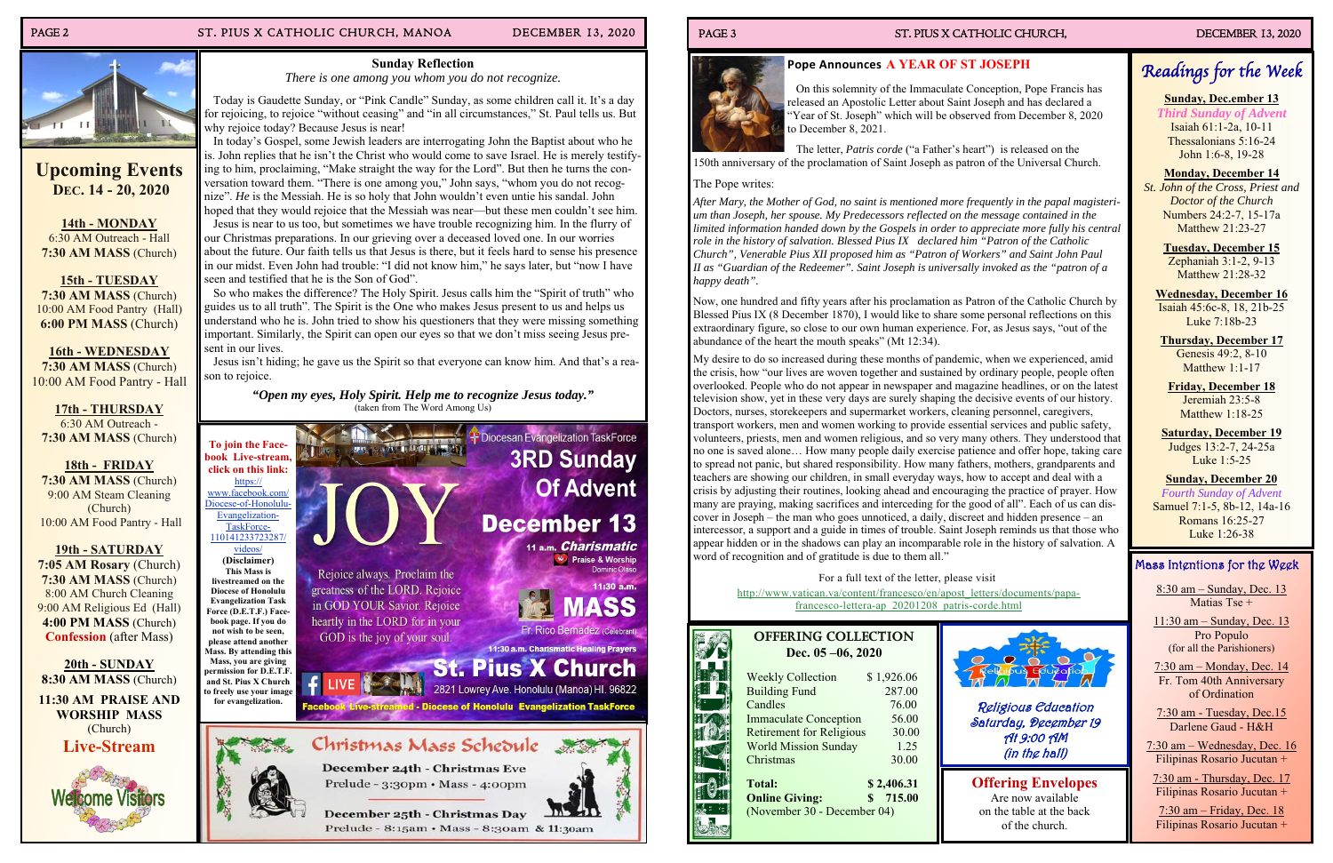## Upcoming Events

**Dec. 14 - 20, 2020**

**14th - MONDAY**
6:30 AM Outreach - Hall
**7:30 AM MASS** (Church)

**15th - TUESDAY**
**7:30 AM MASS** (Church)
10:00 AM Food Pantry (Hall)
**6:00 PM MASS** (Church)

**16th - WEDNESDAY**
**7:30 AM MASS** (Church)
10:00 AM Food Pantry - Hall

**17th - THURSDAY**
6:30 AM Outreach - Hall
**7:30 AM MASS** (Church)

**18th - FRIDAY**
**7:30 AM MASS** (Church)
9:00 AM Steam Cleaning (Church)
10:00 AM Food Pantry - Hall

**19th - SATURDAY**
**7:05 AM Rosary** (Church)
**7:30 AM MASS** (Church)
8:00 AM Church Cleaning
9:00 AM Religious Ed (Hall)
**4:00 PM MASS** (Church)
**Confession** (after Mass)

**20th - SUNDAY**
**8:30 AM MASS** (Church)
**11:30 AM PRAISE AND WORSHIP MASS** (Church)
**Live-Stream**

Welcome Visitors

## Sunday Reflection

*There is one among you whom you do not recognize.*

Today is Gaudette Sunday, or "Pink Candle" Sunday, as some children call it. It's a day for rejoicing, to rejoice "without ceasing" and "in all circumstances," St. Paul tells us. But why rejoice today? Because Jesus is near!

In today's Gospel, some Jewish leaders are interrogating John the Baptist about who he is. John replies that he isn't the Christ who would come to save Israel. He is merely testifying to him, proclaiming, "Make straight the way for the Lord". But then he turns the conversation toward them. "There is one among you," John says, "whom you do not recognize". *He* is the Messiah. He is so holy that John wouldn't even untie his sandal. John hoped that they would rejoice that the Messiah was near—but these men couldn't see him.

Jesus is near to us too, but sometimes we have trouble recognizing him. In the flurry of our Christmas preparations. In our grieving over a deceased loved one. In our worries about the future. Our faith tells us that Jesus is there, but it feels hard to sense his presence in our midst. Even John had trouble: "I did not know him," he says later, but "now I have seen and testified that he is the Son of God".

So who makes the difference? The Holy Spirit. Jesus calls him the "Spirit of truth" who guides us to all truth". The Spirit is the One who makes Jesus present to us and helps us understand who he is. John tried to show his questioners that they were missing something important. Similarly, the Spirit can open our eyes so that we don't miss seeing Jesus present in our lives.

Jesus isn't hiding; he gave us the Spirit so that everyone can know him. And that's a reason to rejoice.

***"Open my eyes, Holy Spirit. Help me to recognize Jesus today."***
(taken from The Word Among Us)

**To join the Facebook Live-stream, click on this link:** https://www.facebook.com/Diocese-of-Honolulu-Evangelization-TaskForce-110141233723287/videos/

**(Disclaimer) This Mass is livestreamed on the Diocese of Honolulu Evangelization Task Force (D.E.T.F.) Facebook page. If you do not wish to be seen, please attend another Mass. By attending this Mass, you are giving permission for D.E.T.F. and St. Pius X Church to freely use your image for evangelization.**

Diocesan Evangelization TaskForce
JOY
3RD Sunday Of Advent
December 13
11 a.m. *Charismatic* Praise & Worship — Dominic Oiteo
11:30 a.m. MASS — Fr. Rico Bernadez (Celebrant)
11:30 a.m. Charismatic Healing Prayers
Rejoice always. Proclaim the greatness of the LORD. Rejoice in GOD YOUR Savior. Rejoice heartly in the LORD for in your GOD is the joy of your soul.
St. Pius X Church — 2821 Lowrey Ave. Honolulu (Manoa) HI. 96822
LIVE — Facebook Live-streamed - Diocese of Honolulu Evangelization TaskForce

## Christmas Mass Schedule

**December 24th - Christmas Eve**
Prelude - 3:30pm • Mass - 4:00pm

**December 25th - Christmas Day**
Prelude - 8:15am • Mass - 8:30am & 11:30am

## Pope Announces A YEAR OF ST JOSEPH

On this solemnity of the Immaculate Conception, Pope Francis has released an Apostolic Letter about Saint Joseph and has declared a "Year of St. Joseph" which will be observed from December 8, 2020 to December 8, 2021.

The letter, *Patris corde* ("a Father's heart") is released on the 150th anniversary of the proclamation of Saint Joseph as patron of the Universal Church.

The Pope writes:

*After Mary, the Mother of God, no saint is mentioned more frequently in the papal magisterium than Joseph, her spouse. My Predecessors reflected on the message contained in the limited information handed down by the Gospels in order to appreciate more fully his central role in the history of salvation. Blessed Pius IX declared him "Patron of the Catholic Church", Venerable Pius XII proposed him as "Patron of Workers" and Saint John Paul II as "Guardian of the Redeemer". Saint Joseph is universally invoked as the "patron of a happy death".*

Now, one hundred and fifty years after his proclamation as Patron of the Catholic Church by Blessed Pius IX (8 December 1870), I would like to share some personal reflections on this extraordinary figure, so close to our own human experience. For, as Jesus says, "out of the abundance of the heart the mouth speaks" (Mt 12:34).

My desire to do so increased during these months of pandemic, when we experienced, amid the crisis, how "our lives are woven together and sustained by ordinary people, people often overlooked. People who do not appear in newspaper and magazine headlines, or on the latest television show, yet in these very days are surely shaping the decisive events of our history. Doctors, nurses, storekeepers and supermarket workers, cleaning personnel, caregivers, transport workers, men and women working to provide essential services and public safety, volunteers, priests, men and women religious, and so very many others. They understood that no one is saved alone… How many people daily exercise patience and offer hope, taking care to spread not panic, but shared responsibility. How many fathers, mothers, grandparents and teachers are showing our children, in small everyday ways, how to accept and deal with a crisis by adjusting their routines, looking ahead and encouraging the practice of prayer. How many are praying, making sacrifices and interceding for the good of all". Each of us can discover in Joseph – the man who goes unnoticed, a daily, discreet and hidden presence – an intercessor, a support and a guide in times of trouble. Saint Joseph reminds us that those who appear hidden or in the shadows can play an incomparable role in the history of salvation. A word of recognition and of gratitude is due to them all."

For a full text of the letter, please visit
http://www.vatican.va/content/francesco/en/apost_letters/documents/papa-francesco-lettera-ap_20201208_patris-corde.html

## OFFERING COLLECTION
**Dec. 05 –06, 2020**

| | |
|---|---|
| Weekly Collection | $ 1,926.06 |
| Building Fund | 287.00 |
| Candles | 76.00 |
| Immaculate Conception | 56.00 |
| Retirement for Religious | 30.00 |
| World Mission Sunday | 1.25 |
| Christmas | 30.00 |
| **Total:** | **$ 2,406.31** |
| **Online Giving:** | **$ 715.00** |

(November 30 - December 04)

*Religious Education*
*Saturday, December 19*
*At 9:00 AM*
*(in the hall)*

## Offering Envelopes

Are now available on the table at the back of the church.

## Readings for the Week

**Sunday, Dec.ember 13**
*Third Sunday of Advent*
Isaiah 61:1-2a, 10-11
Thessalonians 5:16-24
John 1:6-8, 19-28

**Monday, December 14**
*St. John of the Cross, Priest and Doctor of the Church*
Numbers 24:2-7, 15-17a
Matthew 21:23-27

**Tuesday, December 15**
Zephaniah 3:1-2, 9-13
Matthew 21:28-32

**Wednesday, December 16**
Isaiah 45:6c-8, 18, 21b-25
Luke 7:18b-23

**Thursday, December 17**
Genesis 49:2, 8-10
Matthew 1:1-17

**Friday, December 18**
Jeremiah 23:5-8
Matthew 1:18-25

**Saturday, December 19**
Judges 13:2-7, 24-25a
Luke 1:5-25

**Sunday, December 20**
*Fourth Sunday of Advent*
Samuel 7:1-5, 8b-12, 14a-16
Romans 16:25-27
Luke 1:26-38

## Mass Intentions for the Week

8:30 am – Sunday, Dec. 13
Matias Tse +

11:30 am – Sunday, Dec. 13
Pro Populo
(for all the Parishioners)

7:30 am – Monday, Dec. 14
Fr. Tom 40th Anniversary of Ordination

7:30 am - Tuesday, Dec.15
Darlene Gaud - H&H

7:30 am – Wednesday, Dec. 16
Filipinas Rosario Jucutan +

7:30 am - Thursday, Dec. 17
Filipinas Rosario Jucutan +

7:30 am – Friday, Dec. 18
Filipinas Rosario Jucutan +